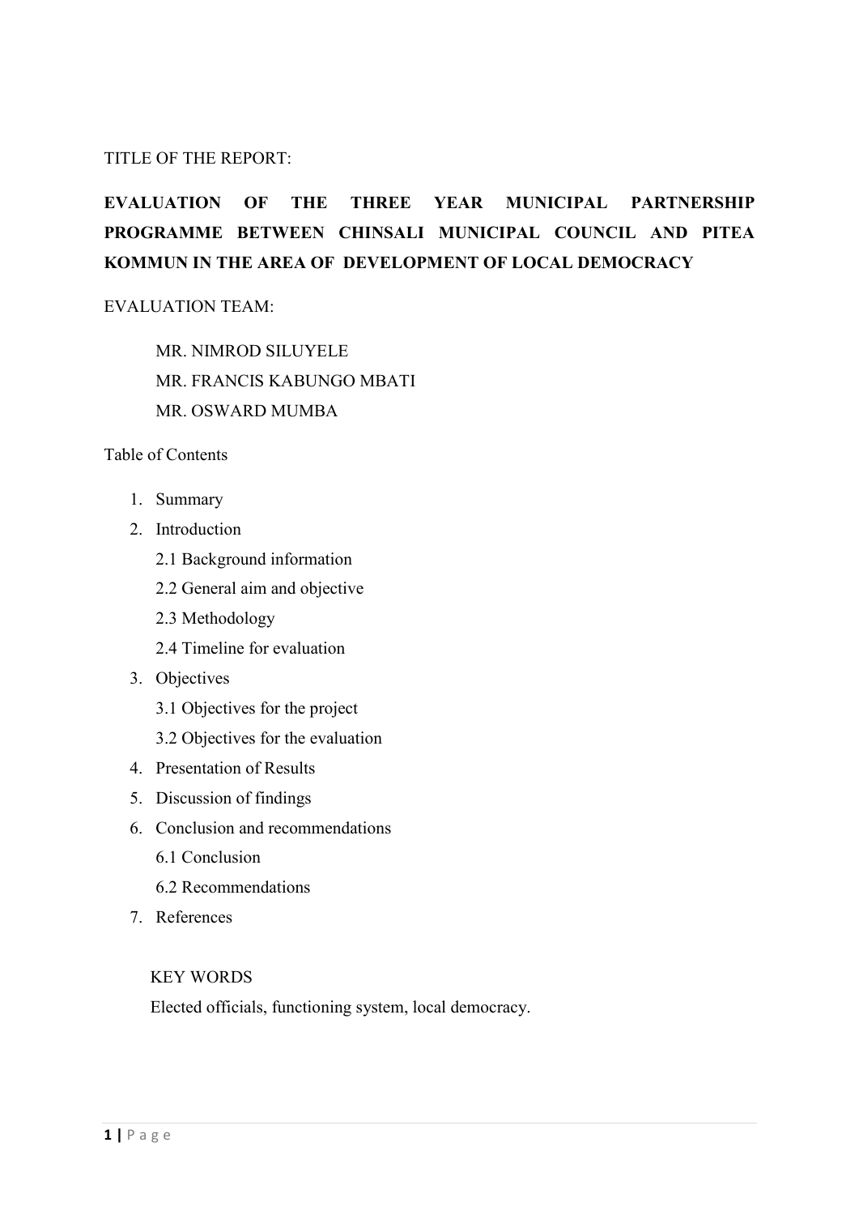TITLE OF THE REPORT:

**EVALUATION OF THE THREE YEAR MUNICIPAL PARTNERSHIP PROGRAMME BETWEEN CHINSALI MUNICIPAL COUNCIL AND PITEA KOMMUN IN THE AREA OF DEVELOPMENT OF LOCAL DEMOCRACY**

EVALUATION TEAM:

MR. NIMROD SILUYELE
MR. FRANCIS KABUNGO MBATI
MR. OSWARD MUMBA

Table of Contents

1. Summary
2. Introduction
    - 2.1 Background information
    - 2.2 General aim and objective
    - 2.3 Methodology
    - 2.4 Timeline for evaluation
3. Objectives
    - 3.1 Objectives for the project
    - 3.2 Objectives for the evaluation
4. Presentation of Results
5. Discussion of findings
6. Conclusion and recommendations
    - 6.1 Conclusion
    - 6.2 Recommendations
7. References

KEY WORDS

Elected officials, functioning system, local democracy.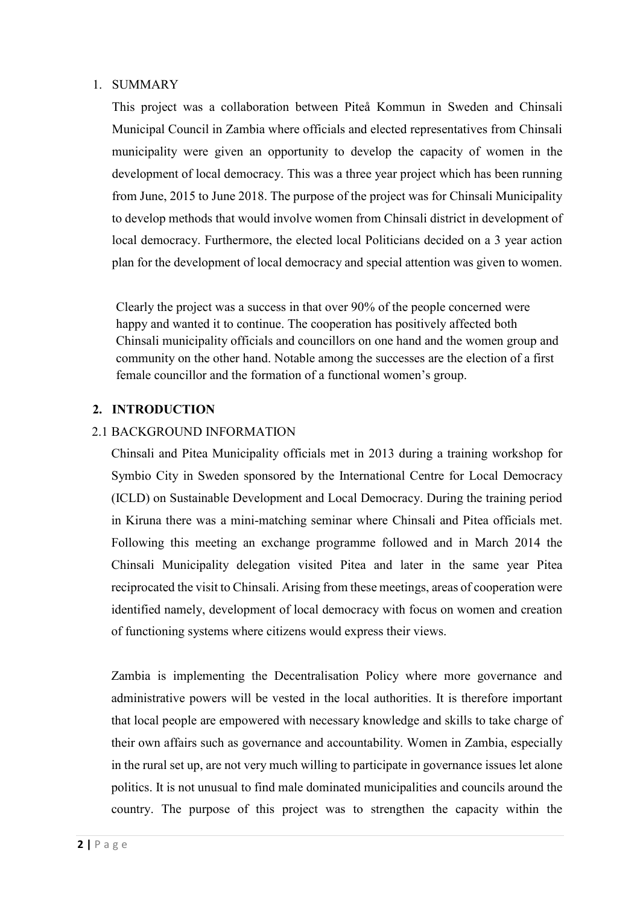## 1. SUMMARY

This project was a collaboration between Piteå Kommun in Sweden and Chinsali Municipal Council in Zambia where officials and elected representatives from Chinsali municipality were given an opportunity to develop the capacity of women in the development of local democracy. This was a three year project which has been running from June, 2015 to June 2018. The purpose of the project was for Chinsali Municipality to develop methods that would involve women from Chinsali district in development of local democracy. Furthermore, the elected local Politicians decided on a 3 year action plan for the development of local democracy and special attention was given to women.

Clearly the project was a success in that over 90% of the people concerned were happy and wanted it to continue. The cooperation has positively affected both Chinsali municipality officials and councillors on one hand and the women group and community on the other hand. Notable among the successes are the election of a first female councillor and the formation of a functional women's group.

## 2. INTRODUCTION

### 2.1 BACKGROUND INFORMATION

Chinsali and Pitea Municipality officials met in 2013 during a training workshop for Symbio City in Sweden sponsored by the International Centre for Local Democracy (ICLD) on Sustainable Development and Local Democracy. During the training period in Kiruna there was a mini-matching seminar where Chinsali and Pitea officials met. Following this meeting an exchange programme followed and in March 2014 the Chinsali Municipality delegation visited Pitea and later in the same year Pitea reciprocated the visit to Chinsali. Arising from these meetings, areas of cooperation were identified namely, development of local democracy with focus on women and creation of functioning systems where citizens would express their views.

Zambia is implementing the Decentralisation Policy where more governance and administrative powers will be vested in the local authorities. It is therefore important that local people are empowered with necessary knowledge and skills to take charge of their own affairs such as governance and accountability. Women in Zambia, especially in the rural set up, are not very much willing to participate in governance issues let alone politics. It is not unusual to find male dominated municipalities and councils around the country. The purpose of this project was to strengthen the capacity within the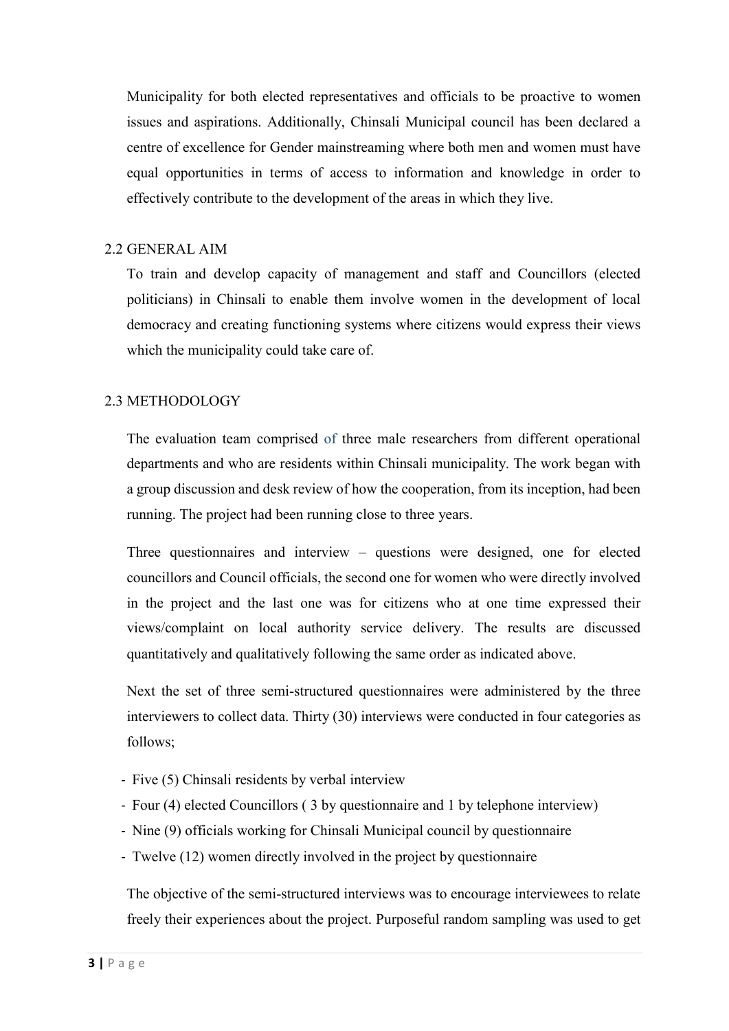Municipality for both elected representatives and officials to be proactive to women issues and aspirations. Additionally, Chinsali Municipal council has been declared a centre of excellence for Gender mainstreaming where both men and women must have equal opportunities in terms of access to information and knowledge in order to effectively contribute to the development of the areas in which they live.

## 2.2 GENERAL AIM

To train and develop capacity of management and staff and Councillors (elected politicians) in Chinsali to enable them involve women in the development of local democracy and creating functioning systems where citizens would express their views which the municipality could take care of.

## 2.3 METHODOLOGY

The evaluation team comprised of three male researchers from different operational departments and who are residents within Chinsali municipality. The work began with a group discussion and desk review of how the cooperation, from its inception, had been running. The project had been running close to three years.

Three questionnaires and interview – questions were designed, one for elected councillors and Council officials, the second one for women who were directly involved in the project and the last one was for citizens who at one time expressed their views/complaint on local authority service delivery. The results are discussed quantitatively and qualitatively following the same order as indicated above.

Next the set of three semi-structured questionnaires were administered by the three interviewers to collect data. Thirty (30) interviews were conducted in four categories as follows;

- Five (5) Chinsali residents by verbal interview
- Four (4) elected Councillors ( 3 by questionnaire and 1 by telephone interview)
- Nine (9) officials working for Chinsali Municipal council by questionnaire
- Twelve (12) women directly involved in the project by questionnaire

The objective of the semi-structured interviews was to encourage interviewees to relate freely their experiences about the project. Purposeful random sampling was used to get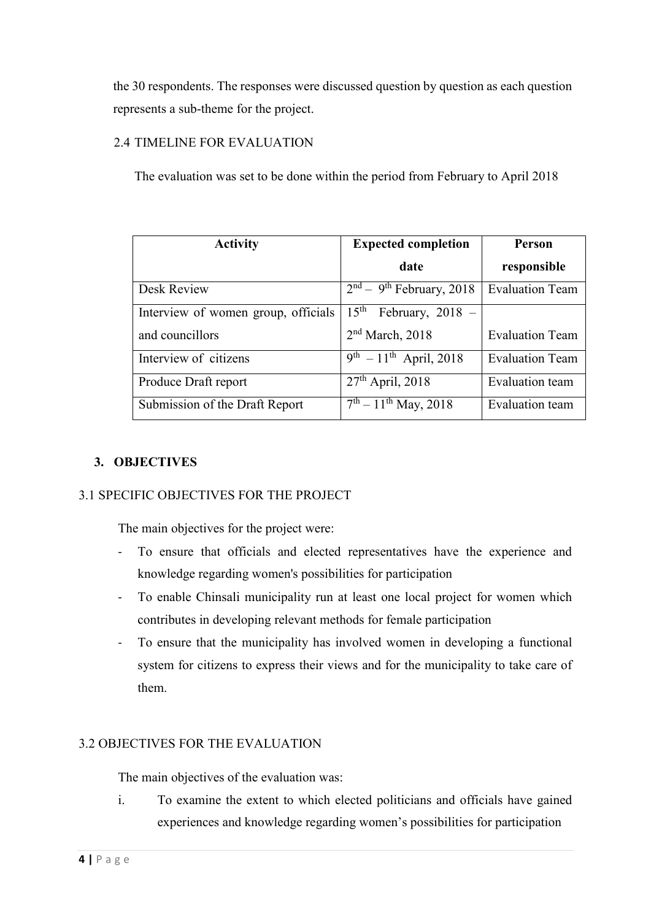the 30 respondents. The responses were discussed question by question as each question represents a sub-theme for the project.

### 2.4 TIMELINE FOR EVALUATION

The evaluation was set to be done within the period from February to April 2018

| Activity | Expected completion date | Person responsible |
|---|---|---|
| Desk Review | 2nd – 9th February, 2018 | Evaluation Team |
| Interview of women group, officials and councillors | 15th February, 2018 – 2nd March, 2018 | Evaluation Team |
| Interview of citizens | 9th – 11th April, 2018 | Evaluation Team |
| Produce Draft report | 27th April, 2018 | Evaluation team |
| Submission of the Draft Report | 7th – 11th May, 2018 | Evaluation team |

## 3. OBJECTIVES

### 3.1 SPECIFIC OBJECTIVES FOR THE PROJECT

The main objectives for the project were:

- To ensure that officials and elected representatives have the experience and knowledge regarding women's possibilities for participation
- To enable Chinsali municipality run at least one local project for women which contributes in developing relevant methods for female participation
- To ensure that the municipality has involved women in developing a functional system for citizens to express their views and for the municipality to take care of them.

### 3.2 OBJECTIVES FOR THE EVALUATION

The main objectives of the evaluation was:

i. To examine the extent to which elected politicians and officials have gained experiences and knowledge regarding women's possibilities for participation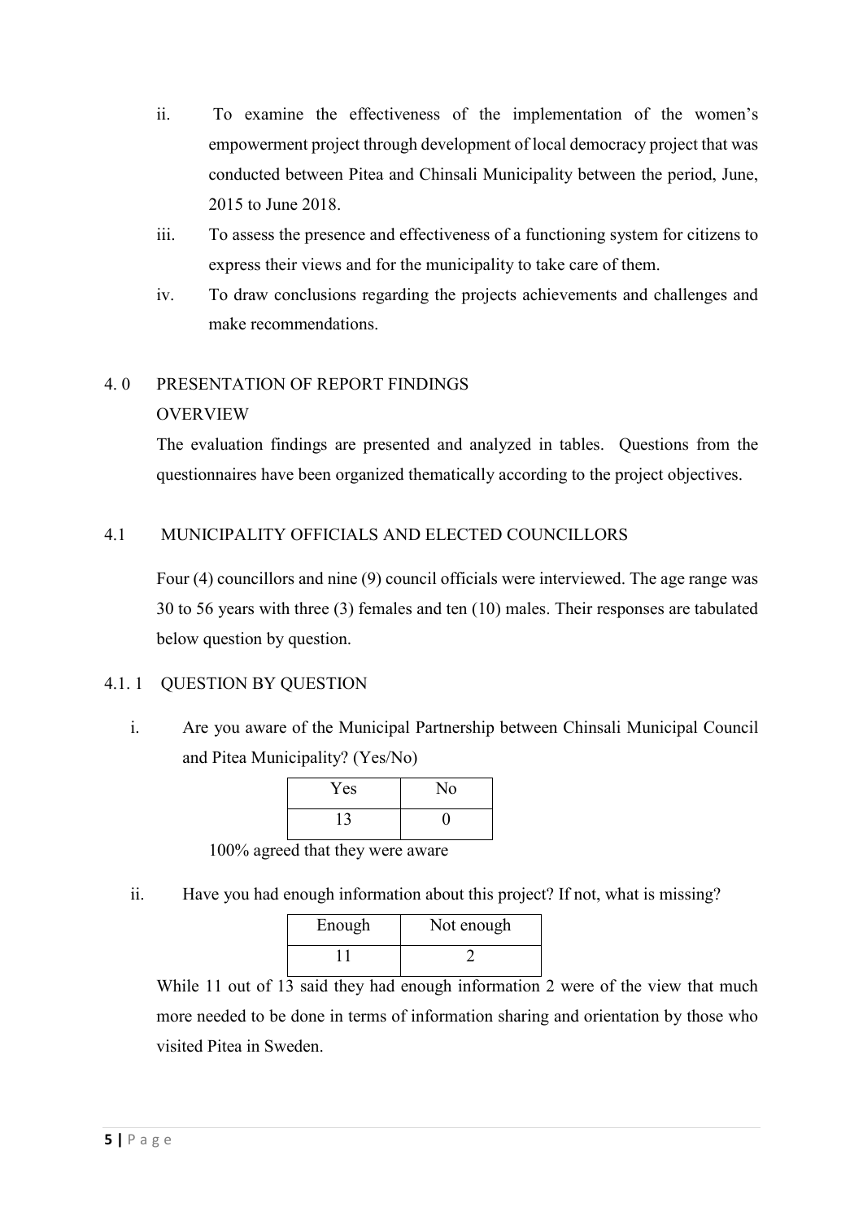ii. To examine the effectiveness of the implementation of the women's empowerment project through development of local democracy project that was conducted between Pitea and Chinsali Municipality between the period, June, 2015 to June 2018.

iii. To assess the presence and effectiveness of a functioning system for citizens to express their views and for the municipality to take care of them.

iv. To draw conclusions regarding the projects achievements and challenges and make recommendations.

## 4. 0 PRESENTATION OF REPORT FINDINGS

### OVERVIEW

The evaluation findings are presented and analyzed in tables. Questions from the questionnaires have been organized thematically according to the project objectives.

## 4.1 MUNICIPALITY OFFICIALS AND ELECTED COUNCILLORS

Four (4) councillors and nine (9) council officials were interviewed. The age range was 30 to 56 years with three (3) females and ten (10) males. Their responses are tabulated below question by question.

### 4.1. 1 QUESTION BY QUESTION

i. Are you aware of the Municipal Partnership between Chinsali Municipal Council and Pitea Municipality? (Yes/No)

| Yes | No |
|---|---|
| 13 | 0 |

100% agreed that they were aware

ii. Have you had enough information about this project? If not, what is missing?

| Enough | Not enough |
|---|---|
| 11 | 2 |

While 11 out of 13 said they had enough information 2 were of the view that much more needed to be done in terms of information sharing and orientation by those who visited Pitea in Sweden.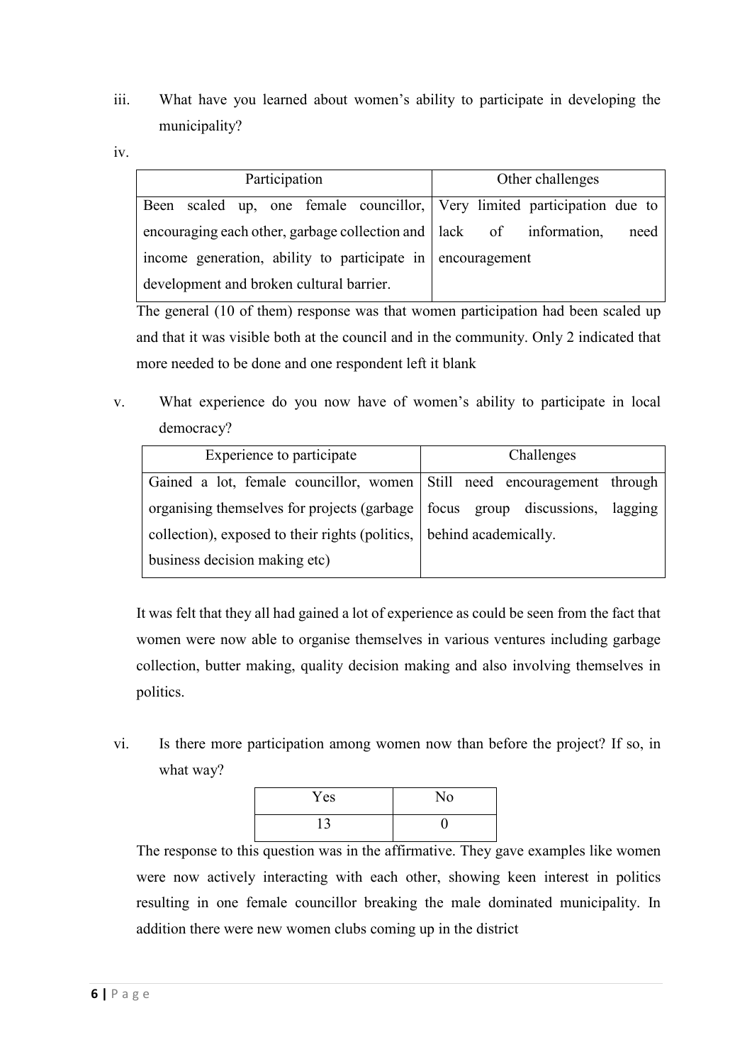iii. What have you learned about women's ability to participate in developing the municipality?

iv.

| Participation | Other challenges |
|---|---|
| Been scaled up, one female councillor, encouraging each other, garbage collection and income generation, ability to participate in development and broken cultural barrier. | Very limited participation due to lack of information, need encouragement |

The general (10 of them) response was that women participation had been scaled up and that it was visible both at the council and in the community. Only 2 indicated that more needed to be done and one respondent left it blank

v. What experience do you now have of women's ability to participate in local democracy?

| Experience to participate | Challenges |
|---|---|
| Gained a lot, female councillor, women organising themselves for projects (garbage collection), exposed to their rights (politics, business decision making etc) | Still need encouragement through focus group discussions, lagging behind academically. |

It was felt that they all had gained a lot of experience as could be seen from the fact that women were now able to organise themselves in various ventures including garbage collection, butter making, quality decision making and also involving themselves in politics.

vi. Is there more participation among women now than before the project? If so, in what way?

| Yes | No |
|---|---|
| 13 | 0 |

The response to this question was in the affirmative. They gave examples like women were now actively interacting with each other, showing keen interest in politics resulting in one female councillor breaking the male dominated municipality. In addition there were new women clubs coming up in the district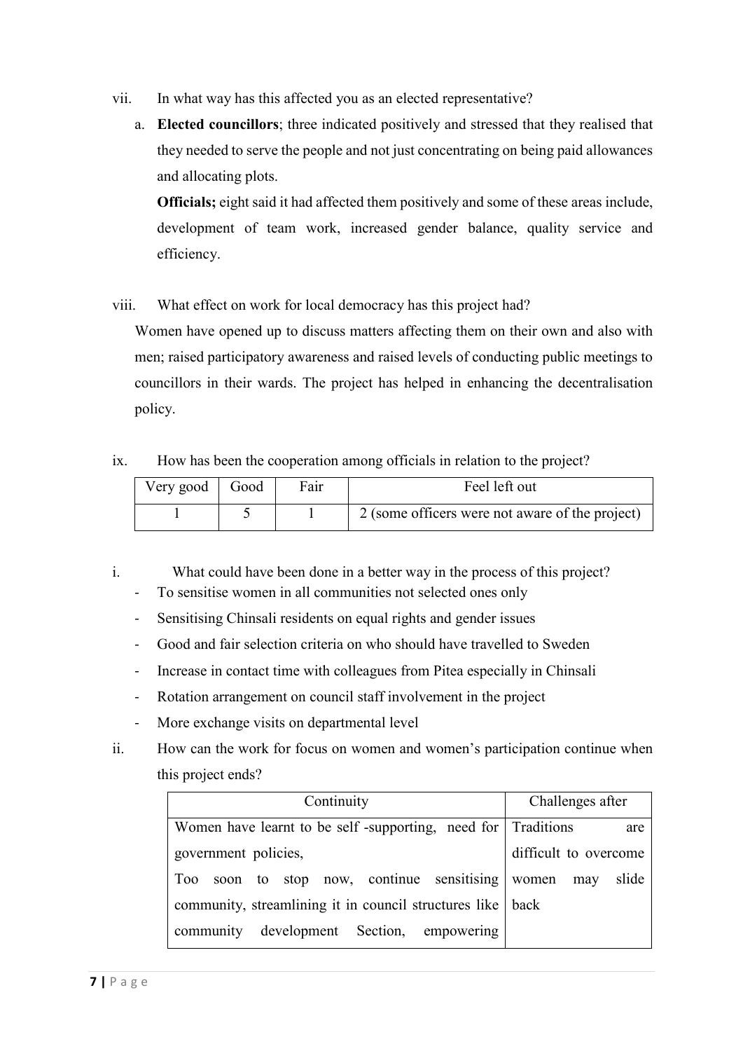vii. In what way has this affected you as an elected representative?

a. **Elected councillors**; three indicated positively and stressed that they realised that they needed to serve the people and not just concentrating on being paid allowances and allocating plots.

   **Officials;** eight said it had affected them positively and some of these areas include, development of team work, increased gender balance, quality service and efficiency.

viii. What effect on work for local democracy has this project had?

Women have opened up to discuss matters affecting them on their own and also with men; raised participatory awareness and raised levels of conducting public meetings to councillors in their wards. The project has helped in enhancing the decentralisation policy.

ix. How has been the cooperation among officials in relation to the project?

| Very good | Good | Fair | Feel left out |
|---|---|---|---|
| 1 | 5 | 1 | 2 (some officers were not aware of the project) |

i. What could have been done in a better way in the process of this project?

- To sensitise women in all communities not selected ones only
- Sensitising Chinsali residents on equal rights and gender issues
- Good and fair selection criteria on who should have travelled to Sweden
- Increase in contact time with colleagues from Pitea especially in Chinsali
- Rotation arrangement on council staff involvement in the project
- More exchange visits on departmental level

ii. How can the work for focus on women and women's participation continue when this project ends?

| Continuity | Challenges after |
|---|---|
| Women have learnt to be self -supporting, need for government policies, Too soon to stop now, continue sensitising community, streamlining it in council structures like community development Section, empowering | Traditions are difficult to overcome women may slide back |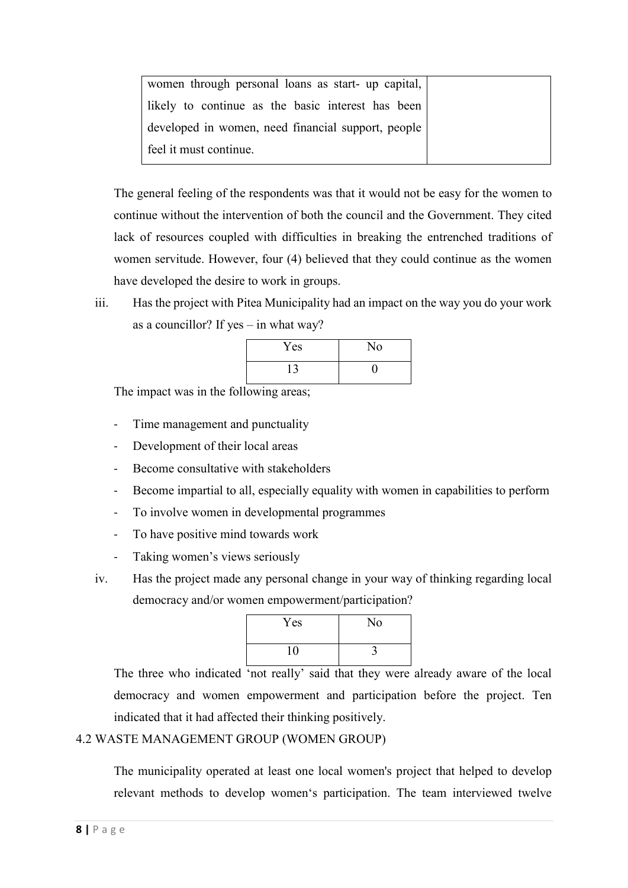| | |
|---|---|
| women through personal loans as start- up capital, likely to continue as the basic interest has been developed in women, need financial support, people feel it must continue. | |

The general feeling of the respondents was that it would not be easy for the women to continue without the intervention of both the council and the Government. They cited lack of resources coupled with difficulties in breaking the entrenched traditions of women servitude. However, four (4) believed that they could continue as the women have developed the desire to work in groups.

iii. Has the project with Pitea Municipality had an impact on the way you do your work as a councillor? If yes – in what way?

| Yes | No |
|---|---|
| 13 | 0 |

The impact was in the following areas;

- Time management and punctuality
- Development of their local areas
- Become consultative with stakeholders
- Become impartial to all, especially equality with women in capabilities to perform
- To involve women in developmental programmes
- To have positive mind towards work
- Taking women's views seriously

iv. Has the project made any personal change in your way of thinking regarding local democracy and/or women empowerment/participation?

| Yes | No |
|---|---|
| 10 | 3 |

The three who indicated 'not really' said that they were already aware of the local democracy and women empowerment and participation before the project. Ten indicated that it had affected their thinking positively.

## 4.2 WASTE MANAGEMENT GROUP (WOMEN GROUP)

The municipality operated at least one local women's project that helped to develop relevant methods to develop women's participation. The team interviewed twelve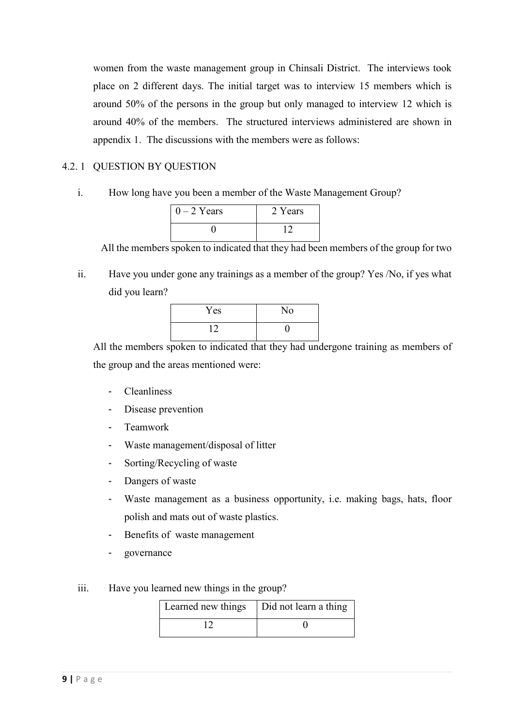women from the waste management group in Chinsali District. The interviews took place on 2 different days. The initial target was to interview 15 members which is around 50% of the persons in the group but only managed to interview 12 which is around 40% of the members. The structured interviews administered are shown in appendix 1. The discussions with the members were as follows:

### 4.2. 1 QUESTION BY QUESTION

i. How long have you been a member of the Waste Management Group?

| 0 – 2 Years | 2 Years |
| --- | --- |
| 0 | 12 |

All the members spoken to indicated that they had been members of the group for two

ii. Have you under gone any trainings as a member of the group? Yes /No, if yes what did you learn?

| Yes | No |
| --- | --- |
| 12 | 0 |

All the members spoken to indicated that they had undergone training as members of the group and the areas mentioned were:

- Cleanliness
- Disease prevention
- Teamwork
- Waste management/disposal of litter
- Sorting/Recycling of waste
- Dangers of waste
- Waste management as a business opportunity, i.e. making bags, hats, floor polish and mats out of waste plastics.
- Benefits of waste management
- governance

iii. Have you learned new things in the group?

| Learned new things | Did not learn a thing |
| --- | --- |
| 12 | 0 |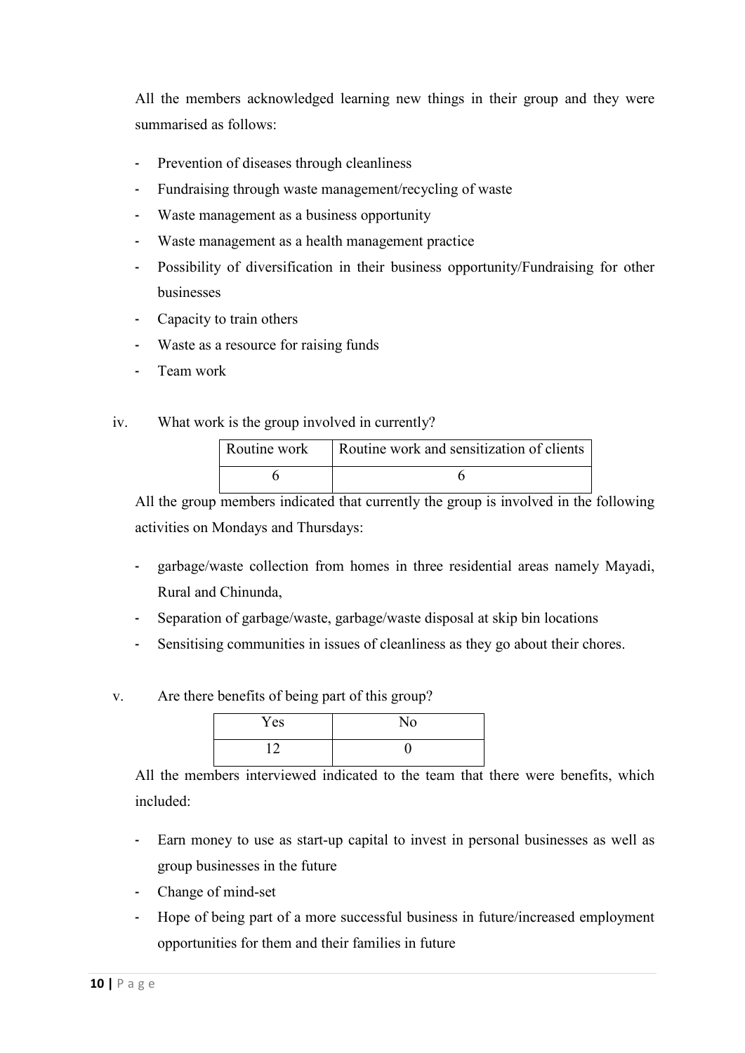All the members acknowledged learning new things in their group and they were summarised as follows:

- Prevention of diseases through cleanliness
- Fundraising through waste management/recycling of waste
- Waste management as a business opportunity
- Waste management as a health management practice
- Possibility of diversification in their business opportunity/Fundraising for other businesses
- Capacity to train others
- Waste as a resource for raising funds
- Team work

iv. What work is the group involved in currently?

| Routine work | Routine work and sensitization of clients |
| --- | --- |
| 6 | 6 |

All the group members indicated that currently the group is involved in the following activities on Mondays and Thursdays:

- garbage/waste collection from homes in three residential areas namely Mayadi, Rural and Chinunda,
- Separation of garbage/waste, garbage/waste disposal at skip bin locations
- Sensitising communities in issues of cleanliness as they go about their chores.

v. Are there benefits of being part of this group?

| Yes | No |
| --- | --- |
| 12 | 0 |

All the members interviewed indicated to the team that there were benefits, which included:

- Earn money to use as start-up capital to invest in personal businesses as well as group businesses in the future
- Change of mind-set
- Hope of being part of a more successful business in future/increased employment opportunities for them and their families in future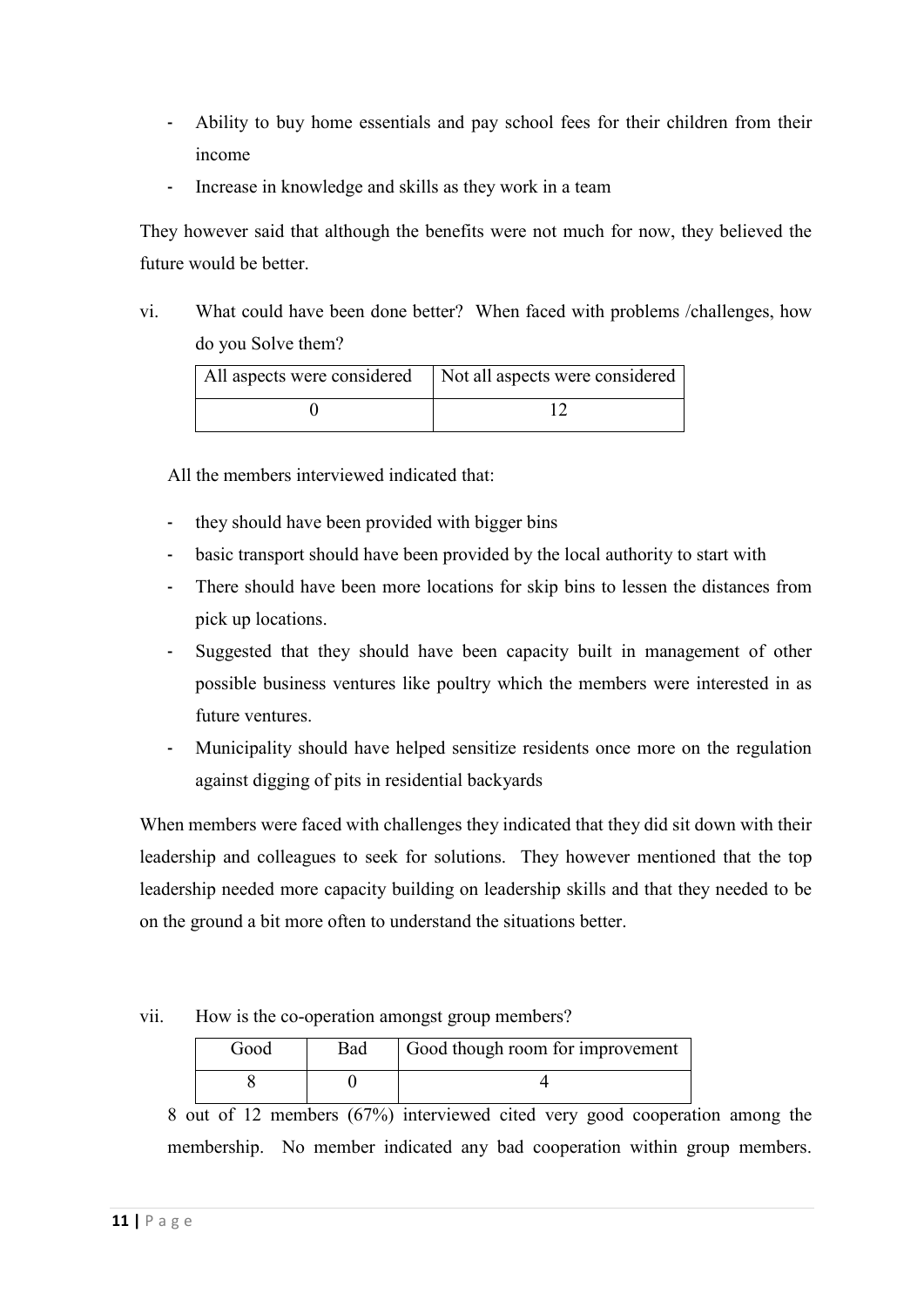- Ability to buy home essentials and pay school fees for their children from their income
- Increase in knowledge and skills as they work in a team

They however said that although the benefits were not much for now, they believed the future would be better.

vi. What could have been done better? When faced with problems /challenges, how do you Solve them?

| All aspects were considered | Not all aspects were considered |
|---|---|
| 0 | 12 |

All the members interviewed indicated that:

- they should have been provided with bigger bins
- basic transport should have been provided by the local authority to start with
- There should have been more locations for skip bins to lessen the distances from pick up locations.
- Suggested that they should have been capacity built in management of other possible business ventures like poultry which the members were interested in as future ventures.
- Municipality should have helped sensitize residents once more on the regulation against digging of pits in residential backyards

When members were faced with challenges they indicated that they did sit down with their leadership and colleagues to seek for solutions. They however mentioned that the top leadership needed more capacity building on leadership skills and that they needed to be on the ground a bit more often to understand the situations better.

vii. How is the co-operation amongst group members?

| Good | Bad | Good though room for improvement |
|---|---|---|
| 8 | 0 | 4 |

8 out of 12 members (67%) interviewed cited very good cooperation among the membership. No member indicated any bad cooperation within group members.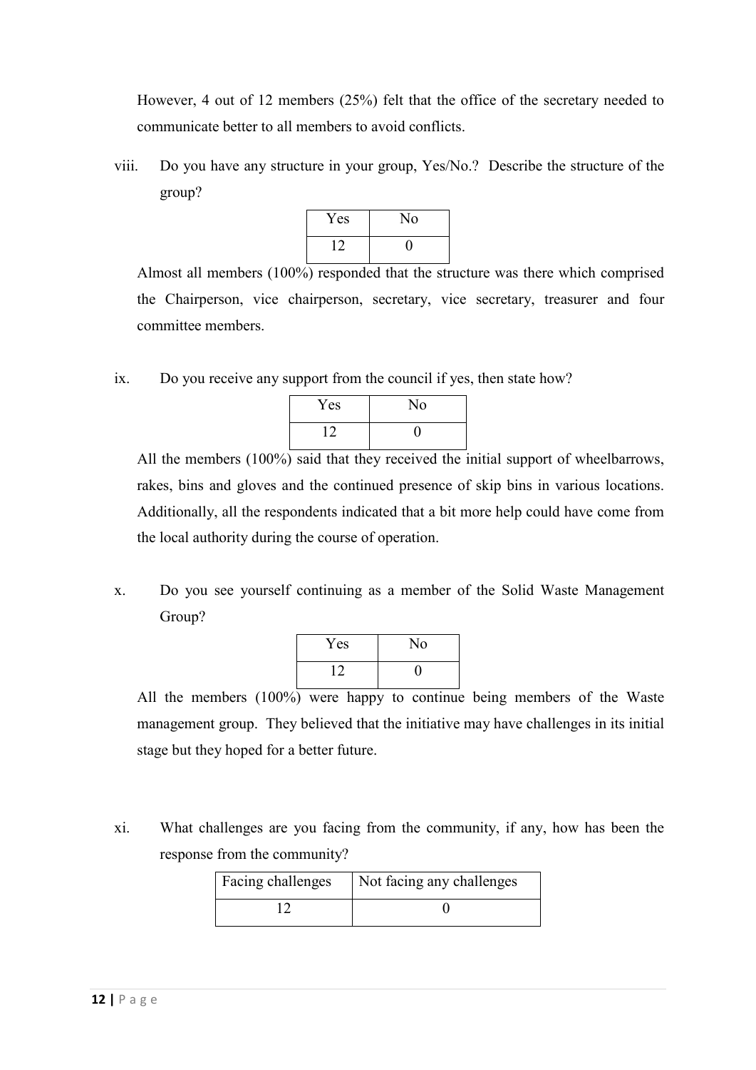However, 4 out of 12 members (25%) felt that the office of the secretary needed to communicate better to all members to avoid conflicts.

viii. Do you have any structure in your group, Yes/No.? Describe the structure of the group?

| Yes | No |
|---|---|
| 12 | 0 |

Almost all members (100%) responded that the structure was there which comprised the Chairperson, vice chairperson, secretary, vice secretary, treasurer and four committee members.

ix. Do you receive any support from the council if yes, then state how?

| Yes | No |
|---|---|
| 12 | 0 |

All the members (100%) said that they received the initial support of wheelbarrows, rakes, bins and gloves and the continued presence of skip bins in various locations. Additionally, all the respondents indicated that a bit more help could have come from the local authority during the course of operation.

x. Do you see yourself continuing as a member of the Solid Waste Management Group?

| Yes | No |
|---|---|
| 12 | 0 |

All the members (100%) were happy to continue being members of the Waste management group. They believed that the initiative may have challenges in its initial stage but they hoped for a better future.

xi. What challenges are you facing from the community, if any, how has been the response from the community?

| Facing challenges | Not facing any challenges |
|---|---|
| 12 | 0 |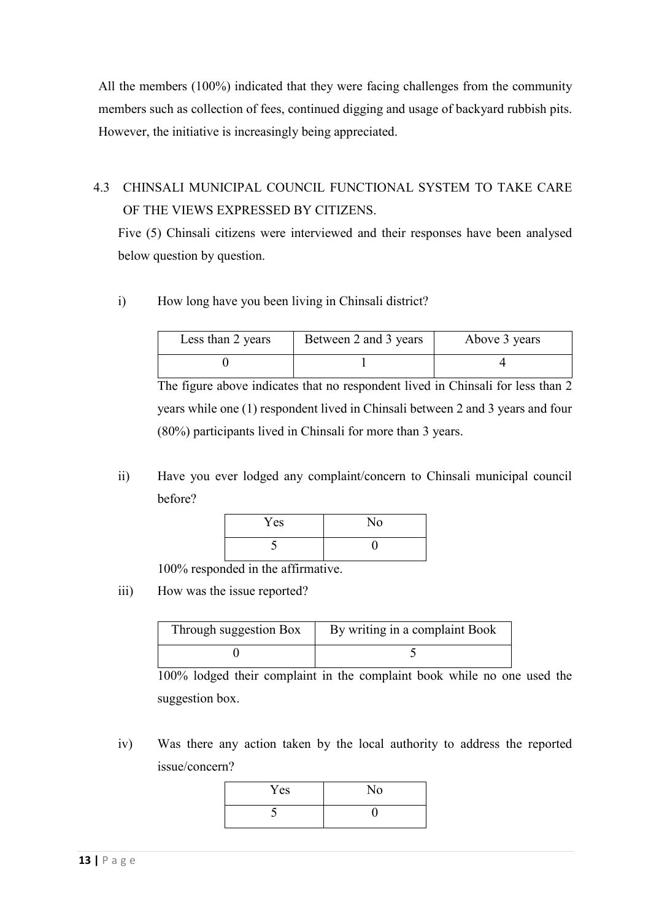All the members (100%) indicated that they were facing challenges from the community members such as collection of fees, continued digging and usage of backyard rubbish pits. However, the initiative is increasingly being appreciated.

## 4.3 CHINSALI MUNICIPAL COUNCIL FUNCTIONAL SYSTEM TO TAKE CARE OF THE VIEWS EXPRESSED BY CITIZENS.

Five (5) Chinsali citizens were interviewed and their responses have been analysed below question by question.

i) How long have you been living in Chinsali district?

| Less than 2 years | Between 2 and 3 years | Above 3 years |
|---|---|---|
| 0 | 1 | 4 |

The figure above indicates that no respondent lived in Chinsali for less than 2 years while one (1) respondent lived in Chinsali between 2 and 3 years and four (80%) participants lived in Chinsali for more than 3 years.

ii) Have you ever lodged any complaint/concern to Chinsali municipal council before?

| Yes | No |
|---|---|
| 5 | 0 |

100% responded in the affirmative.

iii) How was the issue reported?

| Through suggestion Box | By writing in a complaint Book |
|---|---|
| 0 | 5 |

100% lodged their complaint in the complaint book while no one used the suggestion box.

iv) Was there any action taken by the local authority to address the reported issue/concern?

| Yes | No |
|---|---|
| 5 | 0 |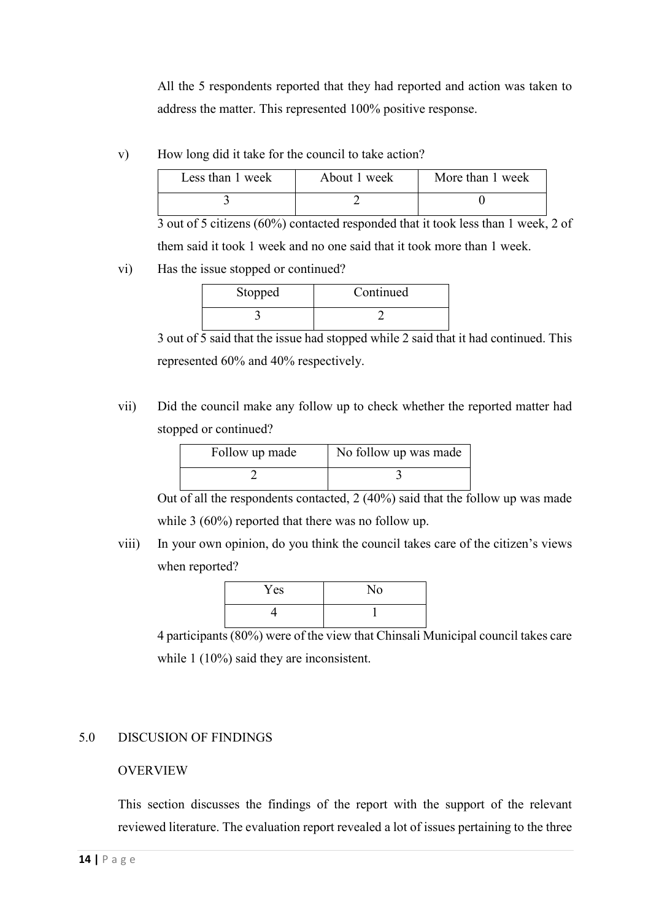All the 5 respondents reported that they had reported and action was taken to address the matter. This represented 100% positive response.

v) How long did it take for the council to take action?

| Less than 1 week | About 1 week | More than 1 week |
|---|---|---|
| 3 | 2 | 0 |

3 out of 5 citizens (60%) contacted responded that it took less than 1 week, 2 of them said it took 1 week and no one said that it took more than 1 week.

vi) Has the issue stopped or continued?

| Stopped | Continued |
|---|---|
| 3 | 2 |

3 out of 5 said that the issue had stopped while 2 said that it had continued. This represented 60% and 40% respectively.

vii) Did the council make any follow up to check whether the reported matter had stopped or continued?

| Follow up made | No follow up was made |
|---|---|
| 2 | 3 |

Out of all the respondents contacted, 2 (40%) said that the follow up was made while 3 (60%) reported that there was no follow up.

viii) In your own opinion, do you think the council takes care of the citizen's views when reported?

| Yes | No |
|---|---|
| 4 | 1 |

4 participants (80%) were of the view that Chinsali Municipal council takes care while 1 (10%) said they are inconsistent.

## 5.0 DISCUSION OF FINDINGS

### OVERVIEW

This section discusses the findings of the report with the support of the relevant reviewed literature. The evaluation report revealed a lot of issues pertaining to the three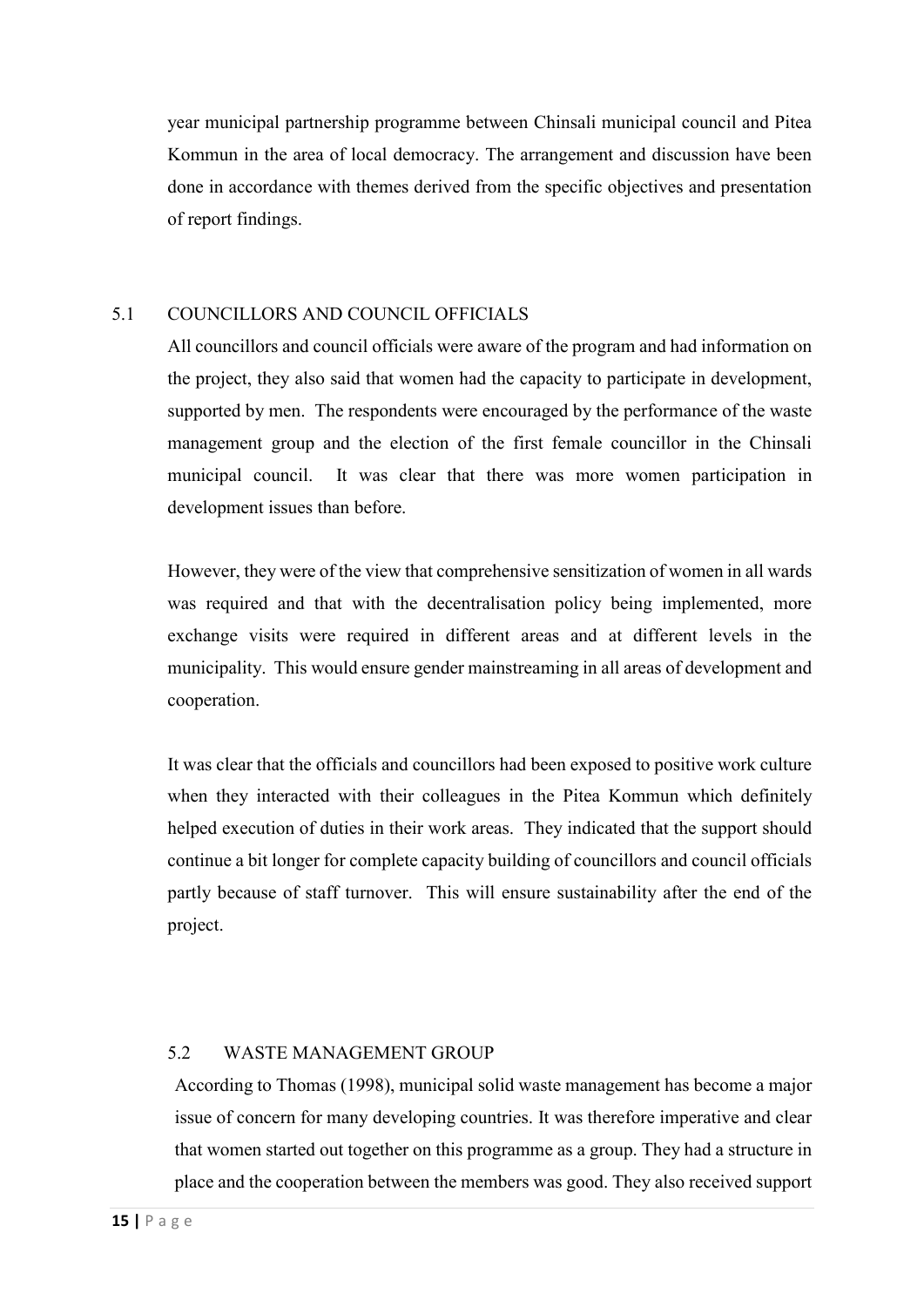year municipal partnership programme between Chinsali municipal council and Pitea Kommun in the area of local democracy. The arrangement and discussion have been done in accordance with themes derived from the specific objectives and presentation of report findings.

## 5.1 COUNCILLORS AND COUNCIL OFFICIALS

All councillors and council officials were aware of the program and had information on the project, they also said that women had the capacity to participate in development, supported by men. The respondents were encouraged by the performance of the waste management group and the election of the first female councillor in the Chinsali municipal council. It was clear that there was more women participation in development issues than before.

However, they were of the view that comprehensive sensitization of women in all wards was required and that with the decentralisation policy being implemented, more exchange visits were required in different areas and at different levels in the municipality. This would ensure gender mainstreaming in all areas of development and cooperation.

It was clear that the officials and councillors had been exposed to positive work culture when they interacted with their colleagues in the Pitea Kommun which definitely helped execution of duties in their work areas. They indicated that the support should continue a bit longer for complete capacity building of councillors and council officials partly because of staff turnover. This will ensure sustainability after the end of the project.

## 5.2 WASTE MANAGEMENT GROUP

According to Thomas (1998), municipal solid waste management has become a major issue of concern for many developing countries. It was therefore imperative and clear that women started out together on this programme as a group. They had a structure in place and the cooperation between the members was good. They also received support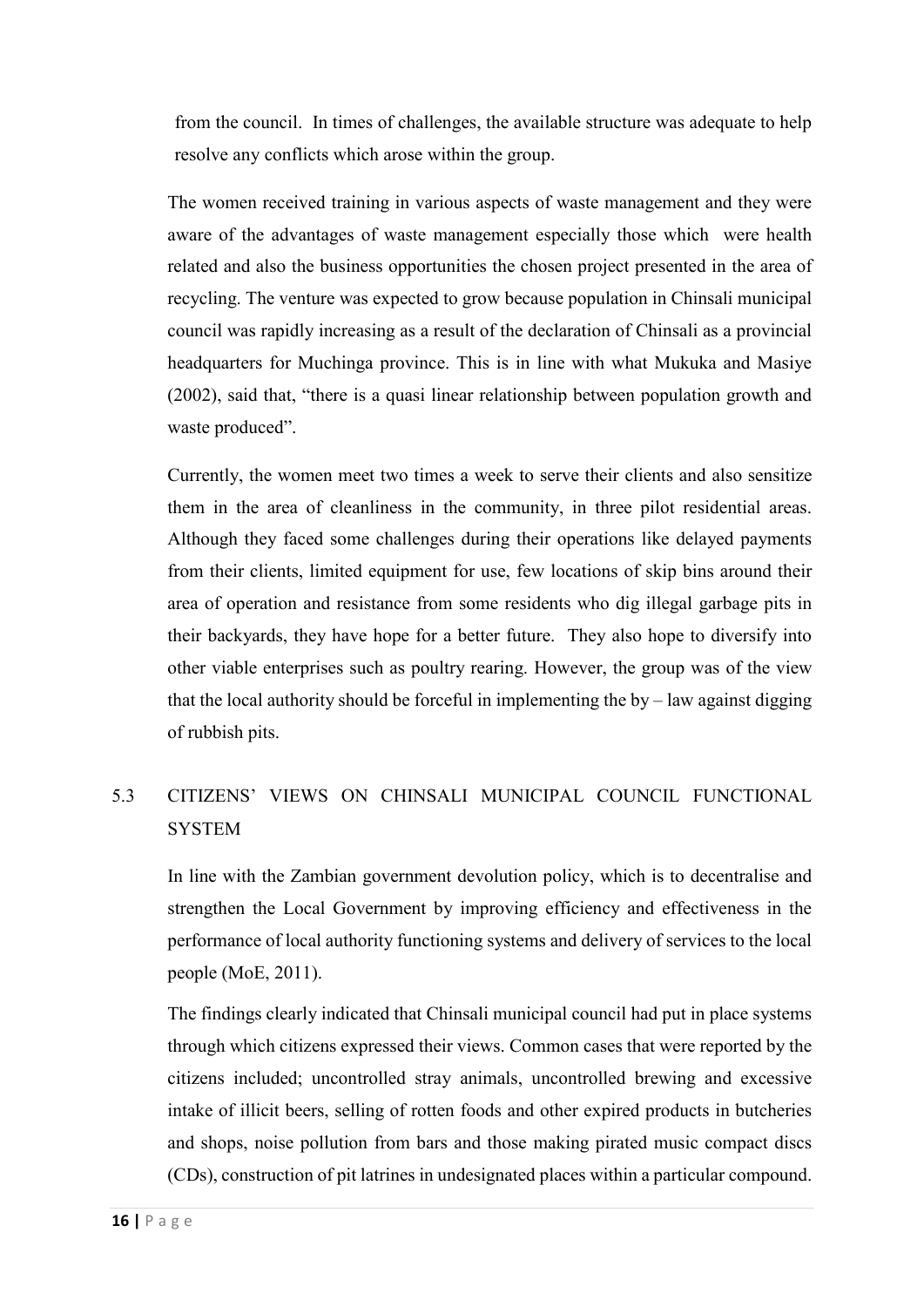from the council. In times of challenges, the available structure was adequate to help resolve any conflicts which arose within the group.

The women received training in various aspects of waste management and they were aware of the advantages of waste management especially those which were health related and also the business opportunities the chosen project presented in the area of recycling. The venture was expected to grow because population in Chinsali municipal council was rapidly increasing as a result of the declaration of Chinsali as a provincial headquarters for Muchinga province. This is in line with what Mukuka and Masiye (2002), said that, "there is a quasi linear relationship between population growth and waste produced".

Currently, the women meet two times a week to serve their clients and also sensitize them in the area of cleanliness in the community, in three pilot residential areas. Although they faced some challenges during their operations like delayed payments from their clients, limited equipment for use, few locations of skip bins around their area of operation and resistance from some residents who dig illegal garbage pits in their backyards, they have hope for a better future. They also hope to diversify into other viable enterprises such as poultry rearing. However, the group was of the view that the local authority should be forceful in implementing the by – law against digging of rubbish pits.

## 5.3 CITIZENS' VIEWS ON CHINSALI MUNICIPAL COUNCIL FUNCTIONAL SYSTEM

In line with the Zambian government devolution policy, which is to decentralise and strengthen the Local Government by improving efficiency and effectiveness in the performance of local authority functioning systems and delivery of services to the local people (MoE, 2011).

The findings clearly indicated that Chinsali municipal council had put in place systems through which citizens expressed their views. Common cases that were reported by the citizens included; uncontrolled stray animals, uncontrolled brewing and excessive intake of illicit beers, selling of rotten foods and other expired products in butcheries and shops, noise pollution from bars and those making pirated music compact discs (CDs), construction of pit latrines in undesignated places within a particular compound.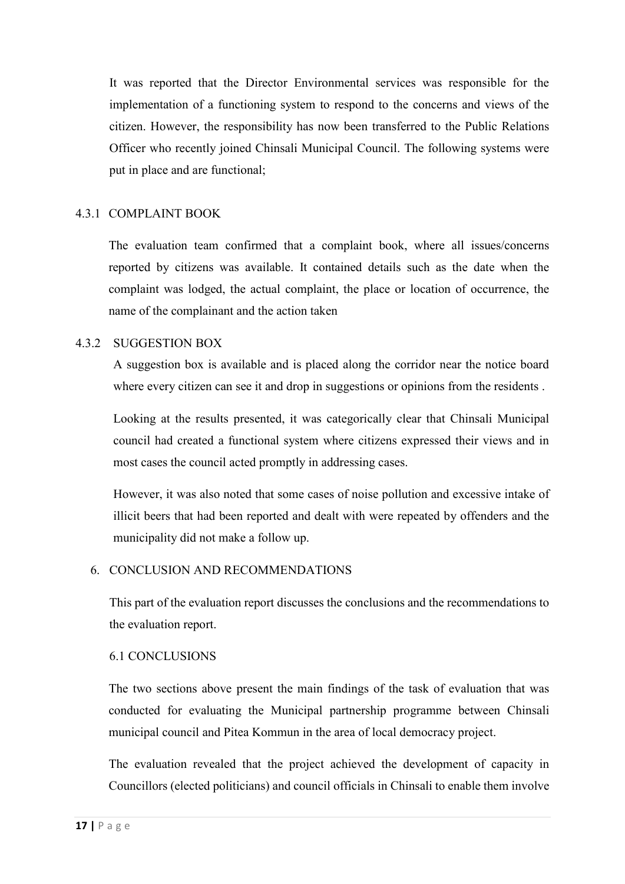It was reported that the Director Environmental services was responsible for the implementation of a functioning system to respond to the concerns and views of the citizen. However, the responsibility has now been transferred to the Public Relations Officer who recently joined Chinsali Municipal Council. The following systems were put in place and are functional;

### 4.3.1 COMPLAINT BOOK

The evaluation team confirmed that a complaint book, where all issues/concerns reported by citizens was available. It contained details such as the date when the complaint was lodged, the actual complaint, the place or location of occurrence, the name of the complainant and the action taken

### 4.3.2 SUGGESTION BOX

A suggestion box is available and is placed along the corridor near the notice board where every citizen can see it and drop in suggestions or opinions from the residents .

Looking at the results presented, it was categorically clear that Chinsali Municipal council had created a functional system where citizens expressed their views and in most cases the council acted promptly in addressing cases.

However, it was also noted that some cases of noise pollution and excessive intake of illicit beers that had been reported and dealt with were repeated by offenders and the municipality did not make a follow up.

## 6. CONCLUSION AND RECOMMENDATIONS

This part of the evaluation report discusses the conclusions and the recommendations to the evaluation report.

### 6.1 CONCLUSIONS

The two sections above present the main findings of the task of evaluation that was conducted for evaluating the Municipal partnership programme between Chinsali municipal council and Pitea Kommun in the area of local democracy project.

The evaluation revealed that the project achieved the development of capacity in Councillors (elected politicians) and council officials in Chinsali to enable them involve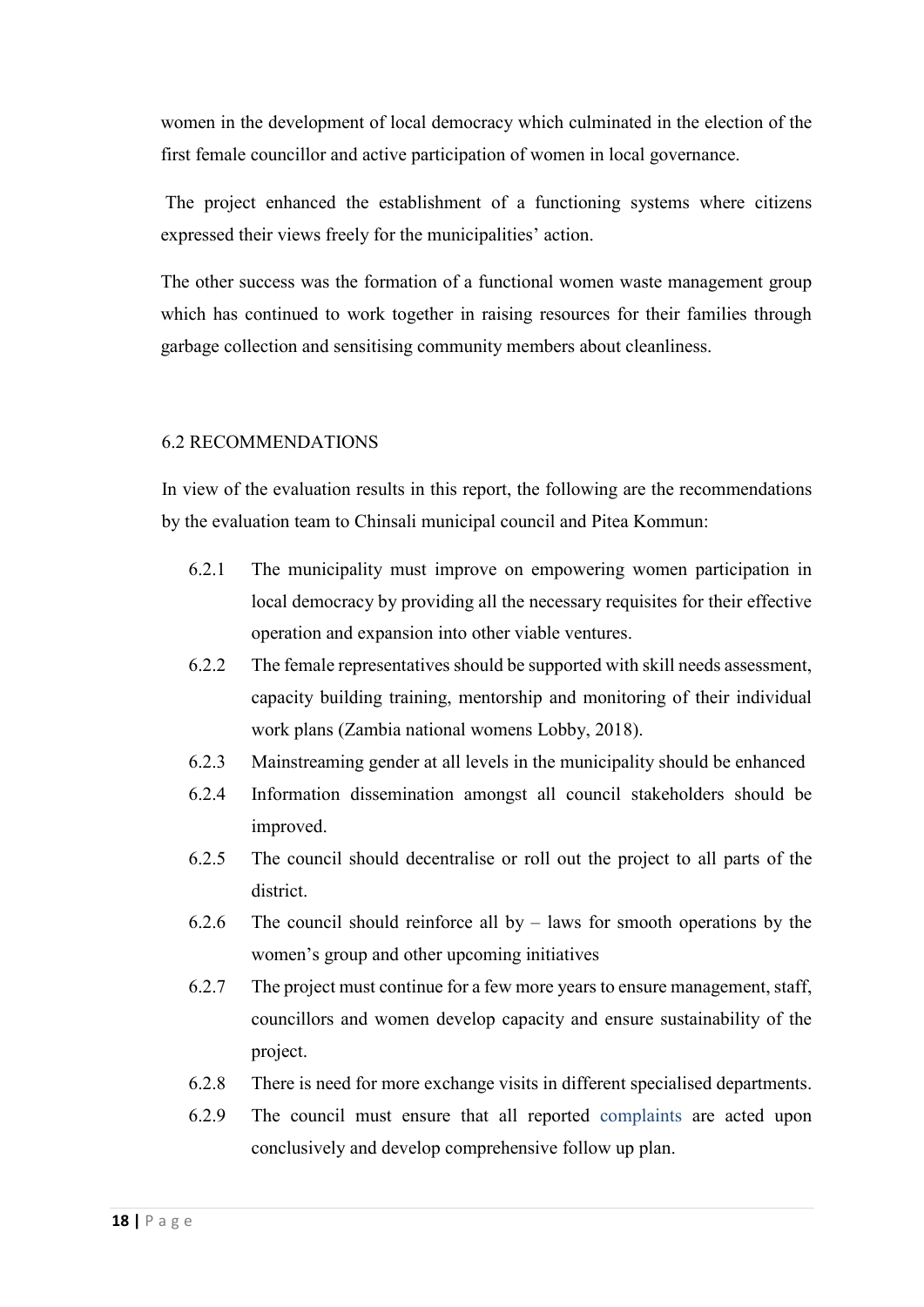women in the development of local democracy which culminated in the election of the first female councillor and active participation of women in local governance.

The project enhanced the establishment of a functioning systems where citizens expressed their views freely for the municipalities' action.

The other success was the formation of a functional women waste management group which has continued to work together in raising resources for their families through garbage collection and sensitising community members about cleanliness.

## 6.2 RECOMMENDATIONS

In view of the evaluation results in this report, the following are the recommendations by the evaluation team to Chinsali municipal council and Pitea Kommun:

- 6.2.1 The municipality must improve on empowering women participation in local democracy by providing all the necessary requisites for their effective operation and expansion into other viable ventures.
- 6.2.2 The female representatives should be supported with skill needs assessment, capacity building training, mentorship and monitoring of their individual work plans (Zambia national womens Lobby, 2018).
- 6.2.3 Mainstreaming gender at all levels in the municipality should be enhanced
- 6.2.4 Information dissemination amongst all council stakeholders should be improved.
- 6.2.5 The council should decentralise or roll out the project to all parts of the district.
- 6.2.6 The council should reinforce all by – laws for smooth operations by the women's group and other upcoming initiatives
- 6.2.7 The project must continue for a few more years to ensure management, staff, councillors and women develop capacity and ensure sustainability of the project.
- 6.2.8 There is need for more exchange visits in different specialised departments.
- 6.2.9 The council must ensure that all reported complaints are acted upon conclusively and develop comprehensive follow up plan.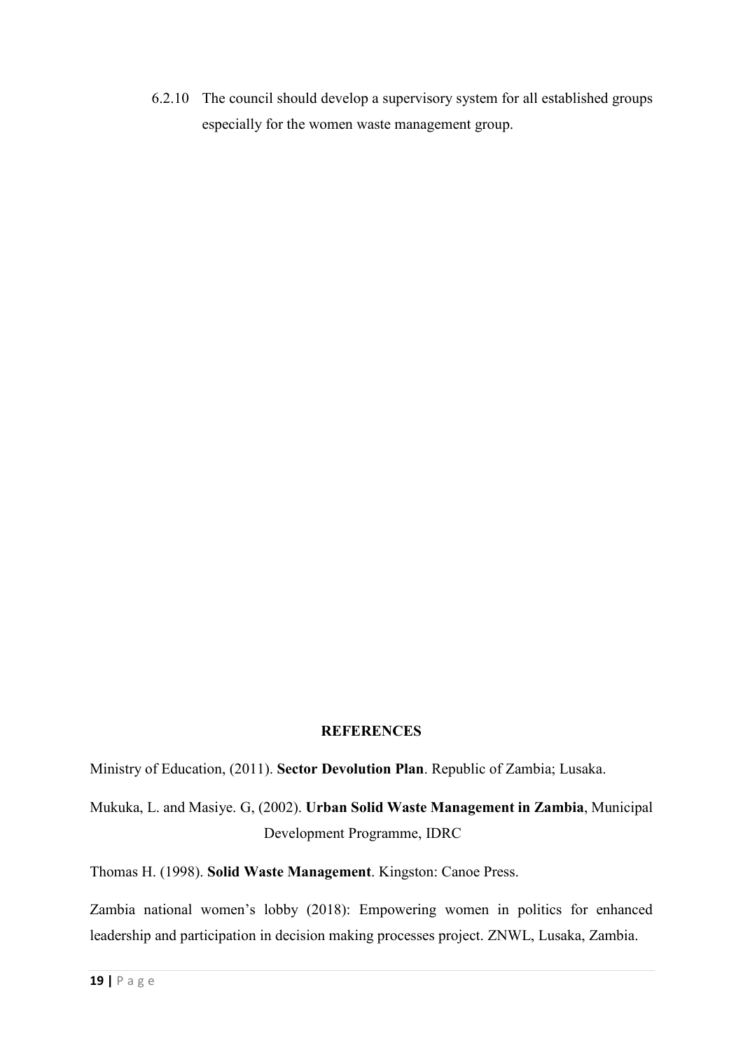6.2.10 The council should develop a supervisory system for all established groups especially for the women waste management group.

## REFERENCES

Ministry of Education, (2011). **Sector Devolution Plan**. Republic of Zambia; Lusaka.

Mukuka, L. and Masiye. G, (2002). **Urban Solid Waste Management in Zambia**, Municipal Development Programme, IDRC

Thomas H. (1998). **Solid Waste Management**. Kingston: Canoe Press.

Zambia national women's lobby (2018): Empowering women in politics for enhanced leadership and participation in decision making processes project. ZNWL, Lusaka, Zambia.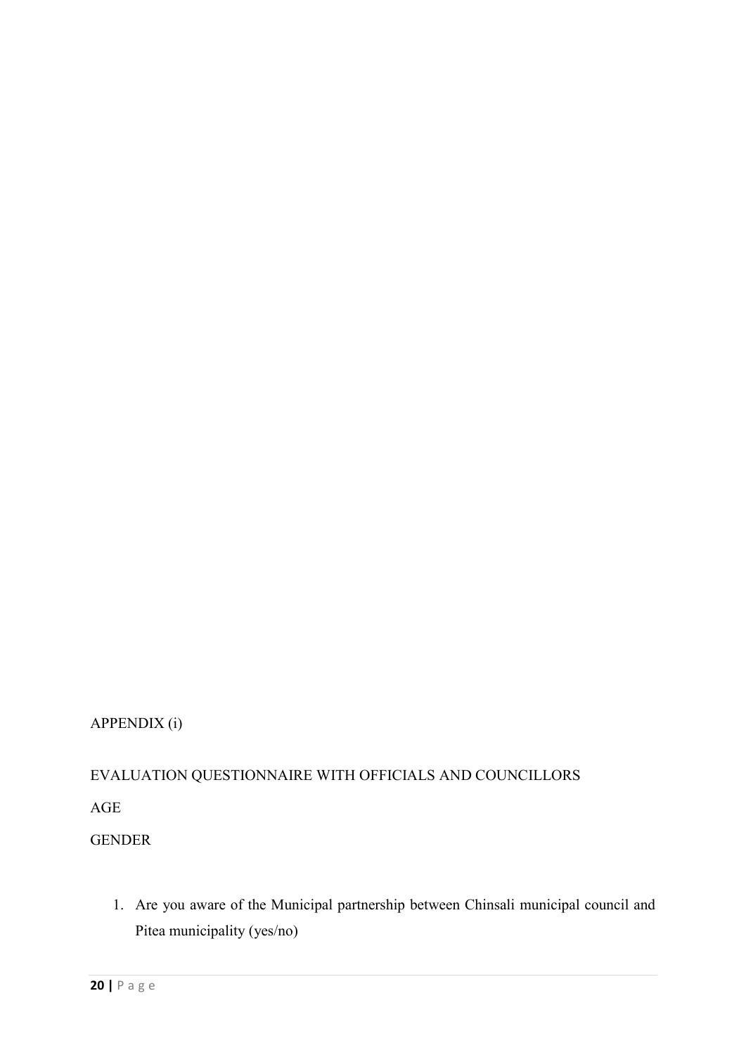APPENDIX (i)

EVALUATION QUESTIONNAIRE WITH OFFICIALS AND COUNCILLORS

AGE

GENDER

1. Are you aware of the Municipal partnership between Chinsali municipal council and Pitea municipality (yes/no)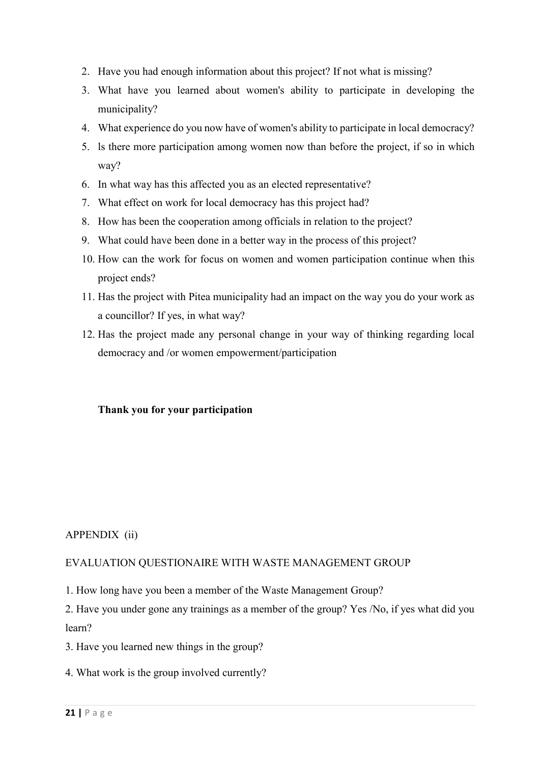2. Have you had enough information about this project? If not what is missing?
3. What have you learned about women's ability to participate in developing the municipality?
4. What experience do you now have of women's ability to participate in local democracy?
5. ls there more participation among women now than before the project, if so in which way?
6. In what way has this affected you as an elected representative?
7. What effect on work for local democracy has this project had?
8. How has been the cooperation among officials in relation to the project?
9. What could have been done in a better way in the process of this project?
10. How can the work for focus on women and women participation continue when this project ends?
11. Has the project with Pitea municipality had an impact on the way you do your work as a councillor? If yes, in what way?
12. Has the project made any personal change in your way of thinking regarding local democracy and /or women empowerment/participation

**Thank you for your participation**

APPENDIX (ii)

EVALUATION QUESTIONAIRE WITH WASTE MANAGEMENT GROUP

1. How long have you been a member of the Waste Management Group?

2. Have you under gone any trainings as a member of the group? Yes /No, if yes what did you learn?

3. Have you learned new things in the group?

4. What work is the group involved currently?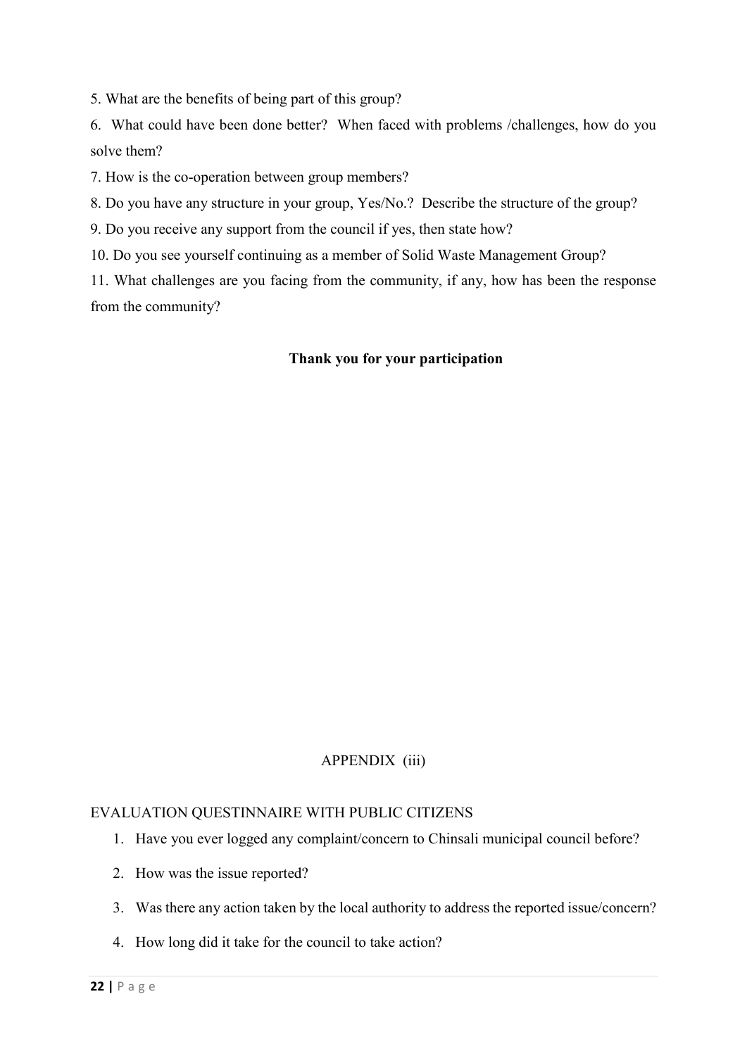5. What are the benefits of being part of this group?

6. What could have been done better? When faced with problems /challenges, how do you solve them?

7. How is the co-operation between group members?

8. Do you have any structure in your group, Yes/No.? Describe the structure of the group?

9. Do you receive any support from the council if yes, then state how?

10. Do you see yourself continuing as a member of Solid Waste Management Group?

11. What challenges are you facing from the community, if any, how has been the response from the community?

**Thank you for your participation**

APPENDIX (iii)

EVALUATION QUESTINNAIRE WITH PUBLIC CITIZENS

1. Have you ever logged any complaint/concern to Chinsali municipal council before?
2. How was the issue reported?
3. Was there any action taken by the local authority to address the reported issue/concern?
4. How long did it take for the council to take action?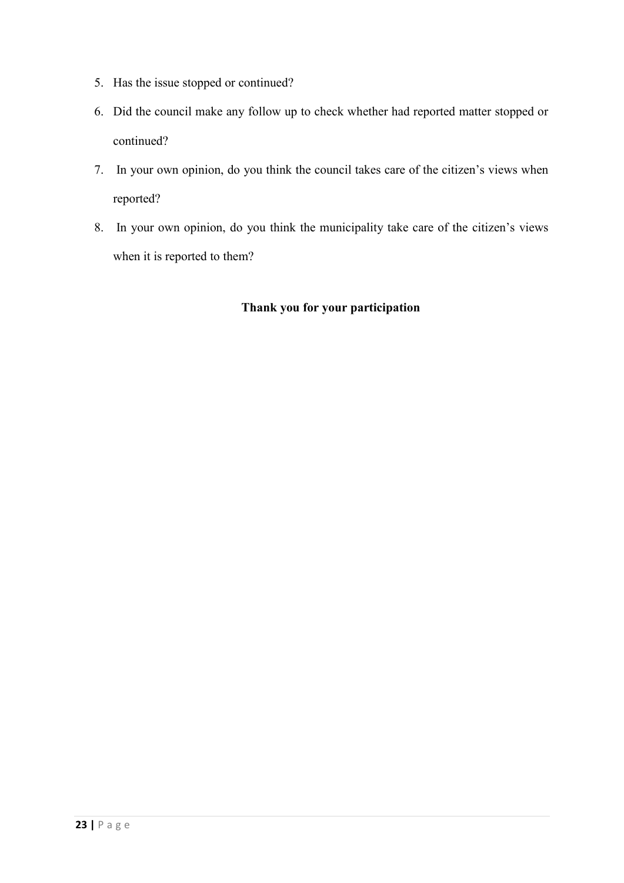5. Has the issue stopped or continued?
6. Did the council make any follow up to check whether had reported matter stopped or continued?
7. In your own opinion, do you think the council takes care of the citizen's views when reported?
8. In your own opinion, do you think the municipality take care of the citizen's views when it is reported to them?

**Thank you for your participation**